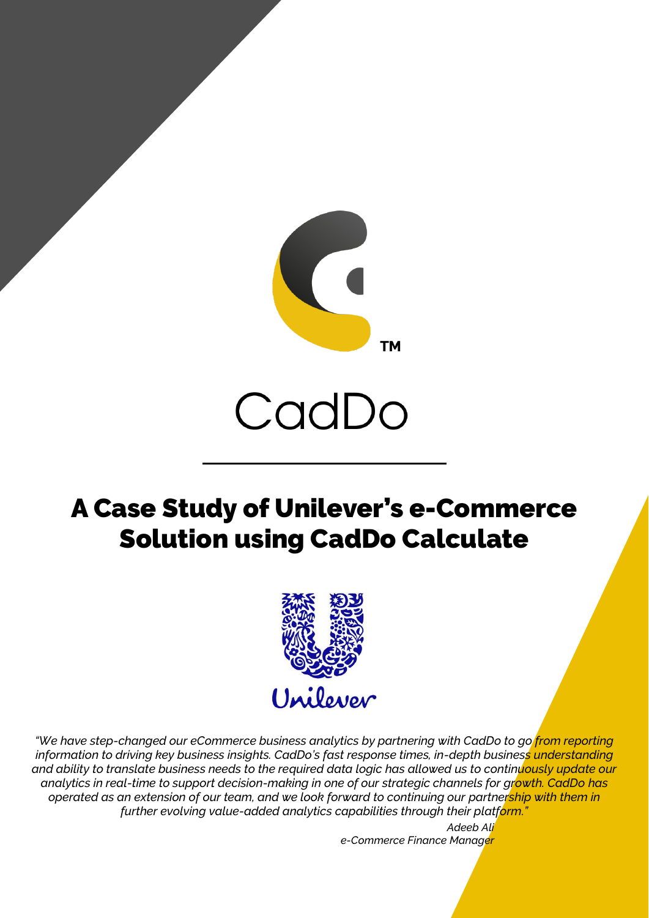CadDo

# A Case Study of Unilever's e-Commerce Solution using CadDo Calculate

Unilever

*"We have step-changed our eCommerce business analytics by partnering with CadDo to go from reporting information to driving key business insights. CadDo's fast response times, in-depth business understanding and ability to translate business needs to the required data logic has allowed us to continuously update our analytics in real-time to support decision-making in one of our strategic channels for growth. CadDo has operated as an extension of our team, and we look forward to continuing our partnership with them in further evolving value-added analytics capabilities through their platform."*

*Adeeb Ali*
*e-Commerce Finance Manager*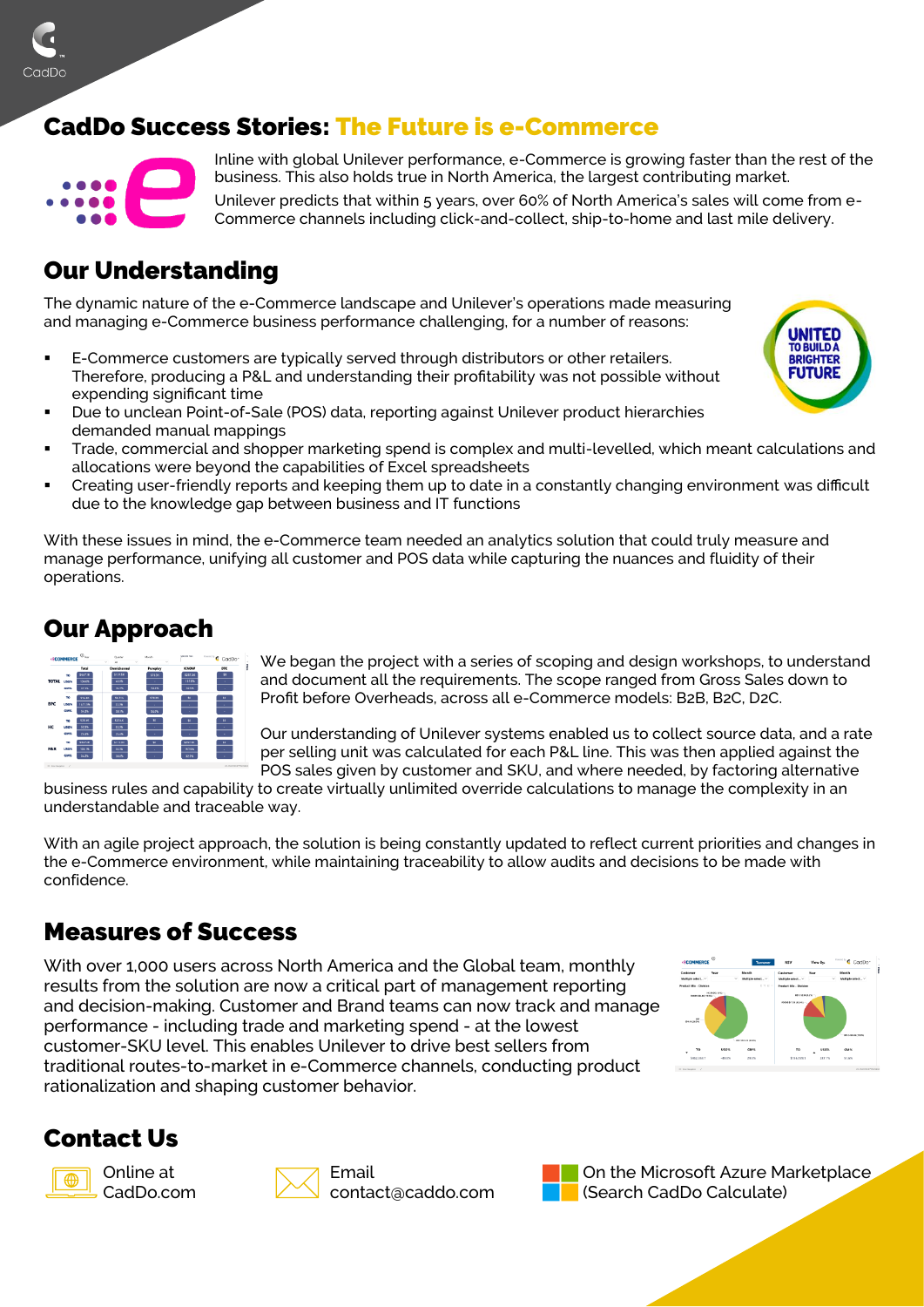# CadDo Success Stories: The Future is e-Commerce

Inline with global Unilever performance, e-Commerce is growing faster than the rest of the business. This also holds true in North America, the largest contributing market.

Unilever predicts that within 5 years, over 60% of North America's sales will come from e-Commerce channels including click-and-collect, ship-to-home and last mile delivery.

## Our Understanding

The dynamic nature of the e-Commerce landscape and Unilever's operations made measuring and managing e-Commerce business performance challenging, for a number of reasons:

- E-Commerce customers are typically served through distributors or other retailers. Therefore, producing a P&L and understanding their profitability was not possible without expending significant time
- Due to unclean Point-of-Sale (POS) data, reporting against Unilever product hierarchies demanded manual mappings
- Trade, commercial and shopper marketing spend is complex and multi-levelled, which meant calculations and allocations were beyond the capabilities of Excel spreadsheets
- Creating user-friendly reports and keeping them up to date in a constantly changing environment was difficult due to the knowledge gap between business and IT functions

With these issues in mind, the e-Commerce team needed an analytics solution that could truly measure and manage performance, unifying all customer and POS data while capturing the nuances and fluidity of their operations.

## Our Approach

We began the project with a series of scoping and design workshops, to understand and document all the requirements. The scope ranged from Gross Sales down to Profit before Overheads, across all e-Commerce models: B2B, B2C, D2C.

Our understanding of Unilever systems enabled us to collect source data, and a rate per selling unit was calculated for each P&L line. This was then applied against the POS sales given by customer and SKU, and where needed, by factoring alternative business rules and capability to create virtually unlimited override calculations to manage the complexity in an understandable and traceable way.

With an agile project approach, the solution is being constantly updated to reflect current priorities and changes in the e-Commerce environment, while maintaining traceability to allow audits and decisions to be made with confidence.

## Measures of Success

With over 1,000 users across North America and the Global team, monthly results from the solution are now a critical part of management reporting and decision-making. Customer and Brand teams can now track and manage performance - including trade and marketing spend - at the lowest customer-SKU level. This enables Unilever to drive best sellers from traditional routes-to-market in e-Commerce channels, conducting product rationalization and shaping customer behavior.

## Contact Us

Online at CadDo.com

Email contact@caddo.com

On the Microsoft Azure Marketplace (Search CadDo Calculate)